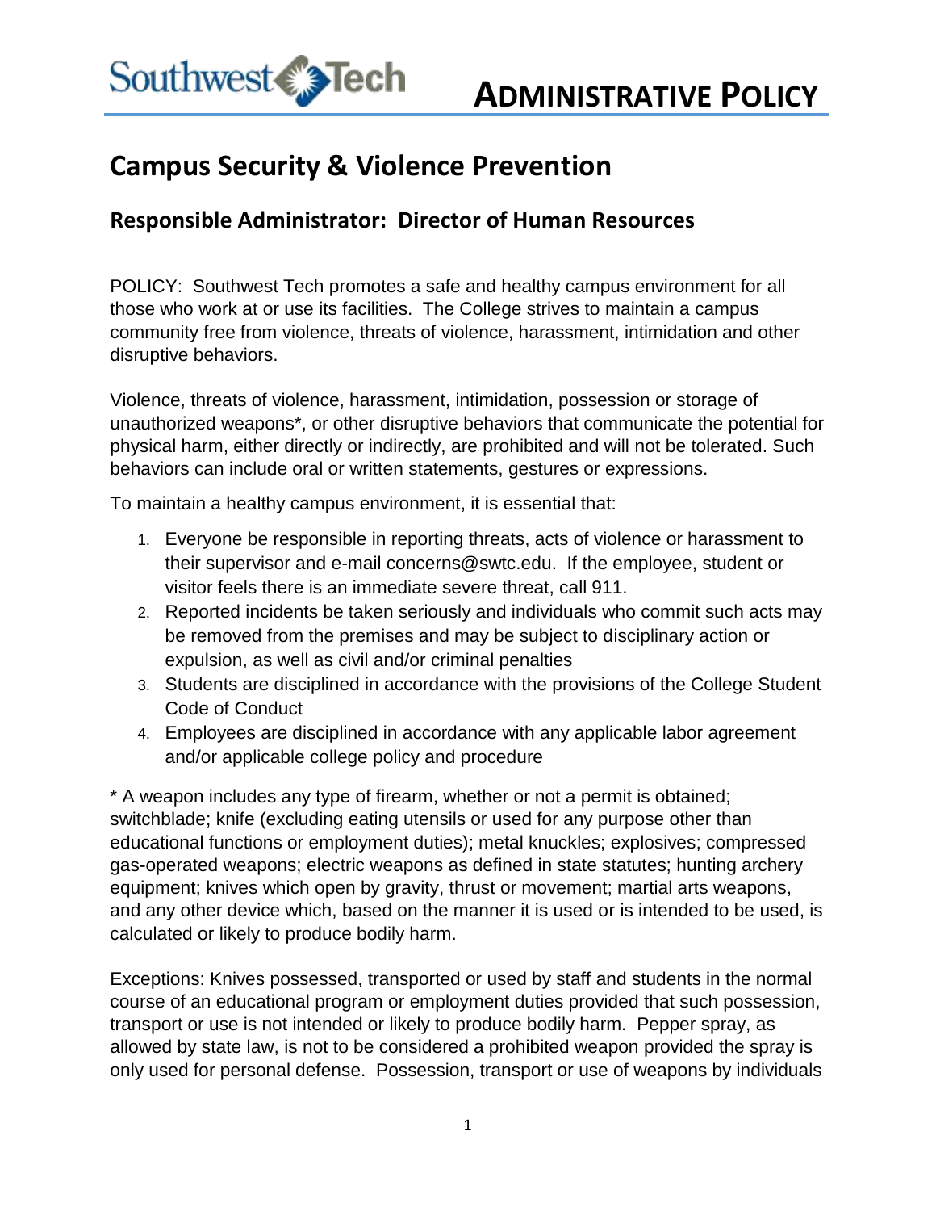Southwest Tech

# ADMINISTRATIVE POLICY

# Campus Security & Violence Prevention

## Responsible Administrator: Director of Human Resources

POLICY: Southwest Tech promotes a safe and healthy campus environment for all those who work at or use its facilities. The College strives to maintain a campus community free from violence, threats of violence, harassment, intimidation and other disruptive behaviors.

Violence, threats of violence, harassment, intimidation, possession or storage of unauthorized weapons*, or other disruptive behaviors that communicate the potential for physical harm, either directly or indirectly, are prohibited and will not be tolerated. Such behaviors can include oral or written statements, gestures or expressions.

To maintain a healthy campus environment, it is essential that:

1. Everyone be responsible in reporting threats, acts of violence or harassment to their supervisor and e-mail concerns@swtc.edu. If the employee, student or visitor feels there is an immediate severe threat, call 911.
2. Reported incidents be taken seriously and individuals who commit such acts may be removed from the premises and may be subject to disciplinary action or expulsion, as well as civil and/or criminal penalties
3. Students are disciplined in accordance with the provisions of the College Student Code of Conduct
4. Employees are disciplined in accordance with any applicable labor agreement and/or applicable college policy and procedure

* A weapon includes any type of firearm, whether or not a permit is obtained; switchblade; knife (excluding eating utensils or used for any purpose other than educational functions or employment duties); metal knuckles; explosives; compressed gas-operated weapons; electric weapons as defined in state statutes; hunting archery equipment; knives which open by gravity, thrust or movement; martial arts weapons, and any other device which, based on the manner it is used or is intended to be used, is calculated or likely to produce bodily harm.

Exceptions: Knives possessed, transported or used by staff and students in the normal course of an educational program or employment duties provided that such possession, transport or use is not intended or likely to produce bodily harm. Pepper spray, as allowed by state law, is not to be considered a prohibited weapon provided the spray is only used for personal defense. Possession, transport or use of weapons by individuals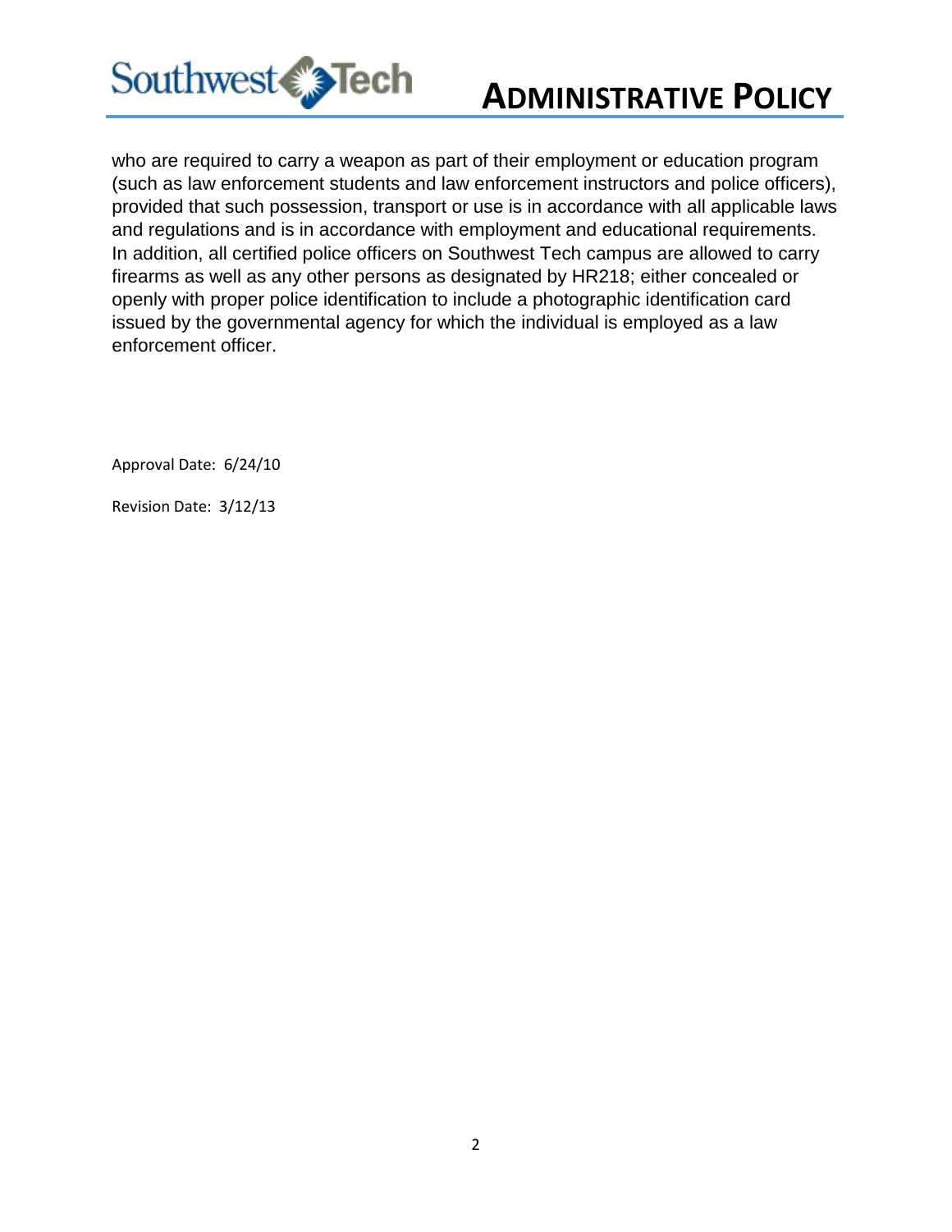who are required to carry a weapon as part of their employment or education program (such as law enforcement students and law enforcement instructors and police officers), provided that such possession, transport or use is in accordance with all applicable laws and regulations and is in accordance with employment and educational requirements. In addition, all certified police officers on Southwest Tech campus are allowed to carry firearms as well as any other persons as designated by HR218; either concealed or openly with proper police identification to include a photographic identification card issued by the governmental agency for which the individual is employed as a law enforcement officer.

Approval Date: 6/24/10

Revision Date: 3/12/13